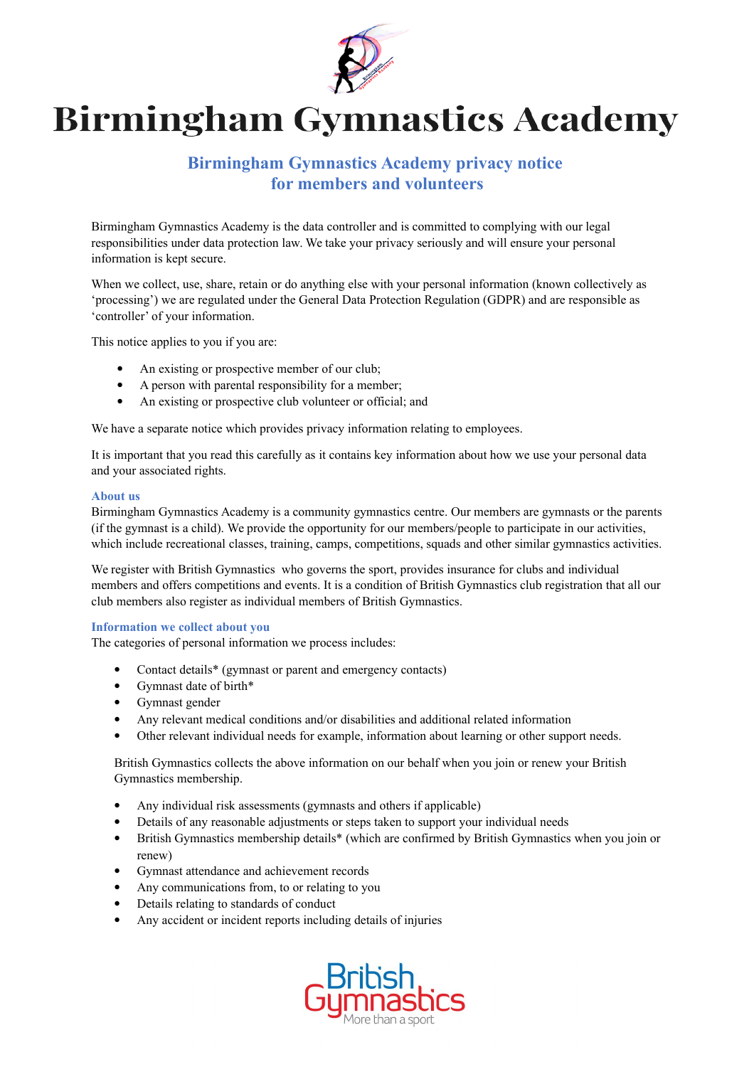# Birmingham Gymnastics Academy

## Birmingham Gymnastics Academy privacy notice for members and volunteers

Birmingham Gymnastics Academy is the data controller and is committed to complying with our legal responsibilities under data protection law. We take your privacy seriously and will ensure your personal information is kept secure.

When we collect, use, share, retain or do anything else with your personal information (known collectively as 'processing') we are regulated under the General Data Protection Regulation (GDPR) and are responsible as 'controller' of your information.

This notice applies to you if you are:

- An existing or prospective member of our club;
- A person with parental responsibility for a member;
- An existing or prospective club volunteer or official; and

We have a separate notice which provides privacy information relating to employees.

It is important that you read this carefully as it contains key information about how we use your personal data and your associated rights.

### About us

Birmingham Gymnastics Academy is a community gymnastics centre. Our members are gymnasts or the parents (if the gymnast is a child). We provide the opportunity for our members/people to participate in our activities, which include recreational classes, training, camps, competitions, squads and other similar gymnastics activities.

We register with British Gymnastics who governs the sport, provides insurance for clubs and individual members and offers competitions and events. It is a condition of British Gymnastics club registration that all our club members also register as individual members of British Gymnastics.

### Information we collect about you

The categories of personal information we process includes:

- Contact details* (gymnast or parent and emergency contacts)
- Gymnast date of birth*
- Gymnast gender
- Any relevant medical conditions and/or disabilities and additional related information
- Other relevant individual needs for example, information about learning or other support needs.

British Gymnastics collects the above information on our behalf when you join or renew your British Gymnastics membership.

- Any individual risk assessments (gymnasts and others if applicable)
- Details of any reasonable adjustments or steps taken to support your individual needs
- British Gymnastics membership details* (which are confirmed by British Gymnastics when you join or renew)
- Gymnast attendance and achievement records
- Any communications from, to or relating to you
- Details relating to standards of conduct
- Any accident or incident reports including details of injuries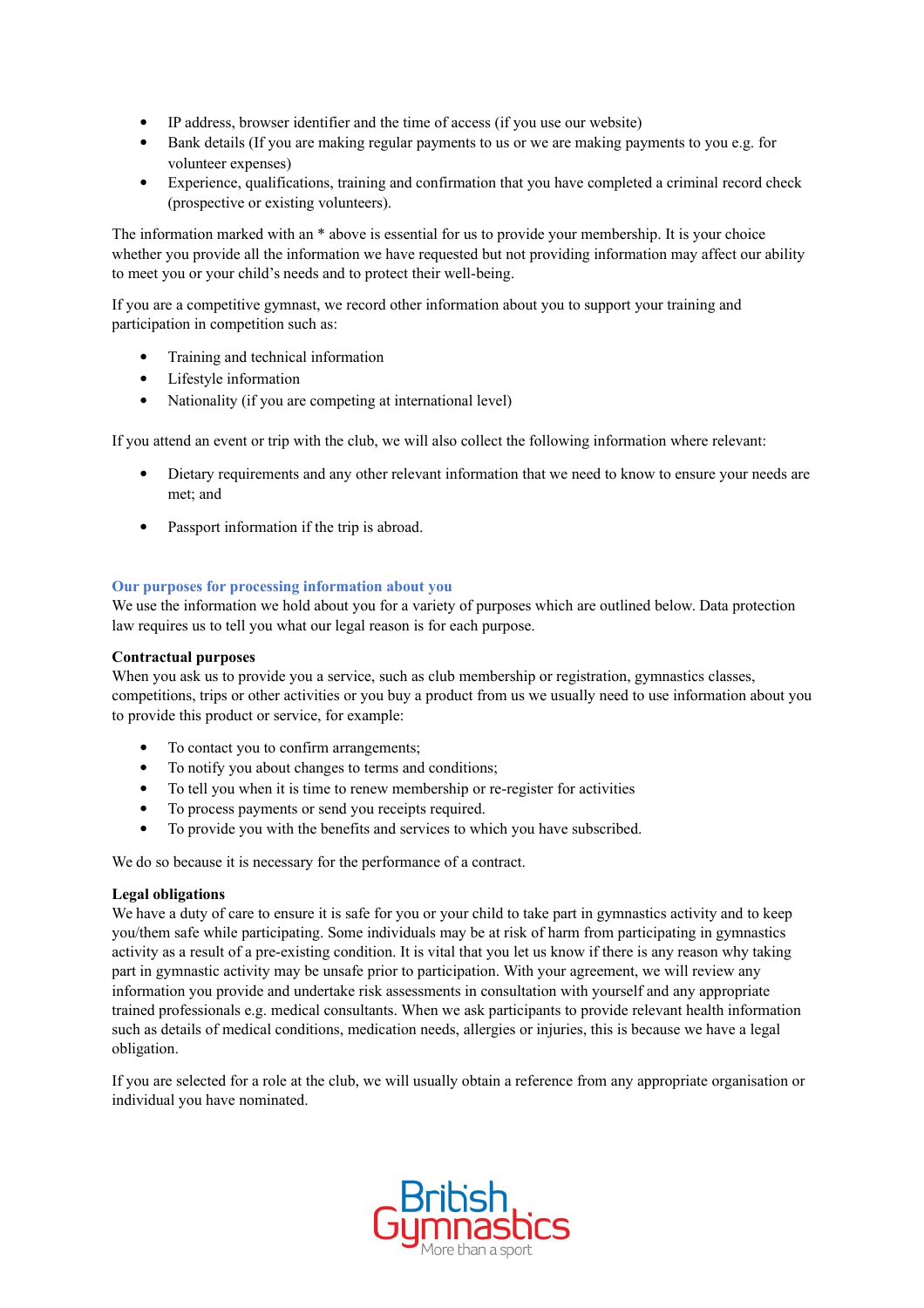- IP address, browser identifier and the time of access (if you use our website)
- Bank details (If you are making regular payments to us or we are making payments to you e.g. for volunteer expenses)
- Experience, qualifications, training and confirmation that you have completed a criminal record check (prospective or existing volunteers).

The information marked with an * above is essential for us to provide your membership. It is your choice whether you provide all the information we have requested but not providing information may affect our ability to meet you or your child's needs and to protect their well-being.

If you are a competitive gymnast, we record other information about you to support your training and participation in competition such as:

- Training and technical information
- Lifestyle information
- Nationality (if you are competing at international level)

If you attend an event or trip with the club, we will also collect the following information where relevant:

- Dietary requirements and any other relevant information that we need to know to ensure your needs are met; and
- Passport information if the trip is abroad.

## Our purposes for processing information about you

We use the information we hold about you for a variety of purposes which are outlined below. Data protection law requires us to tell you what our legal reason is for each purpose.

**Contractual purposes**

When you ask us to provide you a service, such as club membership or registration, gymnastics classes, competitions, trips or other activities or you buy a product from us we usually need to use information about you to provide this product or service, for example:

- To contact you to confirm arrangements;
- To notify you about changes to terms and conditions;
- To tell you when it is time to renew membership or re-register for activities
- To process payments or send you receipts required.
- To provide you with the benefits and services to which you have subscribed.

We do so because it is necessary for the performance of a contract.

**Legal obligations**

We have a duty of care to ensure it is safe for you or your child to take part in gymnastics activity and to keep you/them safe while participating. Some individuals may be at risk of harm from participating in gymnastics activity as a result of a pre-existing condition. It is vital that you let us know if there is any reason why taking part in gymnastic activity may be unsafe prior to participation. With your agreement, we will review any information you provide and undertake risk assessments in consultation with yourself and any appropriate trained professionals e.g. medical consultants. When we ask participants to provide relevant health information such as details of medical conditions, medication needs, allergies or injuries, this is because we have a legal obligation.

If you are selected for a role at the club, we will usually obtain a reference from any appropriate organisation or individual you have nominated.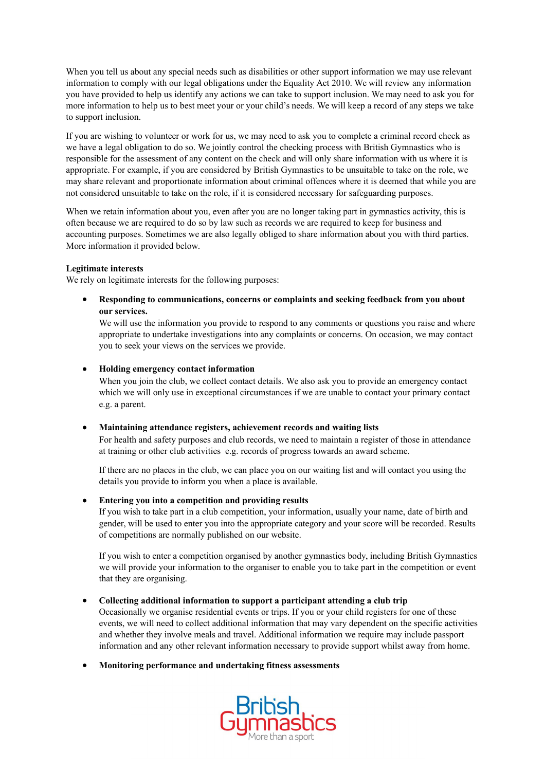When you tell us about any special needs such as disabilities or other support information we may use relevant information to comply with our legal obligations under the Equality Act 2010. We will review any information you have provided to help us identify any actions we can take to support inclusion. We may need to ask you for more information to help us to best meet your or your child's needs. We will keep a record of any steps we take to support inclusion.

If you are wishing to volunteer or work for us, we may need to ask you to complete a criminal record check as we have a legal obligation to do so. We jointly control the checking process with British Gymnastics who is responsible for the assessment of any content on the check and will only share information with us where it is appropriate. For example, if you are considered by British Gymnastics to be unsuitable to take on the role, we may share relevant and proportionate information about criminal offences where it is deemed that while you are not considered unsuitable to take on the role, if it is considered necessary for safeguarding purposes.

When we retain information about you, even after you are no longer taking part in gymnastics activity, this is often because we are required to do so by law such as records we are required to keep for business and accounting purposes. Sometimes we are also legally obliged to share information about you with third parties. More information it provided below.

**Legitimate interests**

We rely on legitimate interests for the following purposes:

- **Responding to communications, concerns or complaints and seeking feedback from you about our services.**
  We will use the information you provide to respond to any comments or questions you raise and where appropriate to undertake investigations into any complaints or concerns. On occasion, we may contact you to seek your views on the services we provide.

- **Holding emergency contact information**
  When you join the club, we collect contact details. We also ask you to provide an emergency contact which we will only use in exceptional circumstances if we are unable to contact your primary contact e.g. a parent.

- **Maintaining attendance registers, achievement records and waiting lists**
  For health and safety purposes and club records, we need to maintain a register of those in attendance at training or other club activities e.g. records of progress towards an award scheme.

  If there are no places in the club, we can place you on our waiting list and will contact you using the details you provide to inform you when a place is available.

- **Entering you into a competition and providing results**
  If you wish to take part in a club competition, your information, usually your name, date of birth and gender, will be used to enter you into the appropriate category and your score will be recorded. Results of competitions are normally published on our website.

  If you wish to enter a competition organised by another gymnastics body, including British Gymnastics we will provide your information to the organiser to enable you to take part in the competition or event that they are organising.

- **Collecting additional information to support a participant attending a club trip**
  Occasionally we organise residential events or trips. If you or your child registers for one of these events, we will need to collect additional information that may vary dependent on the specific activities and whether they involve meals and travel. Additional information we require may include passport information and any other relevant information necessary to provide support whilst away from home.

- **Monitoring performance and undertaking fitness assessments**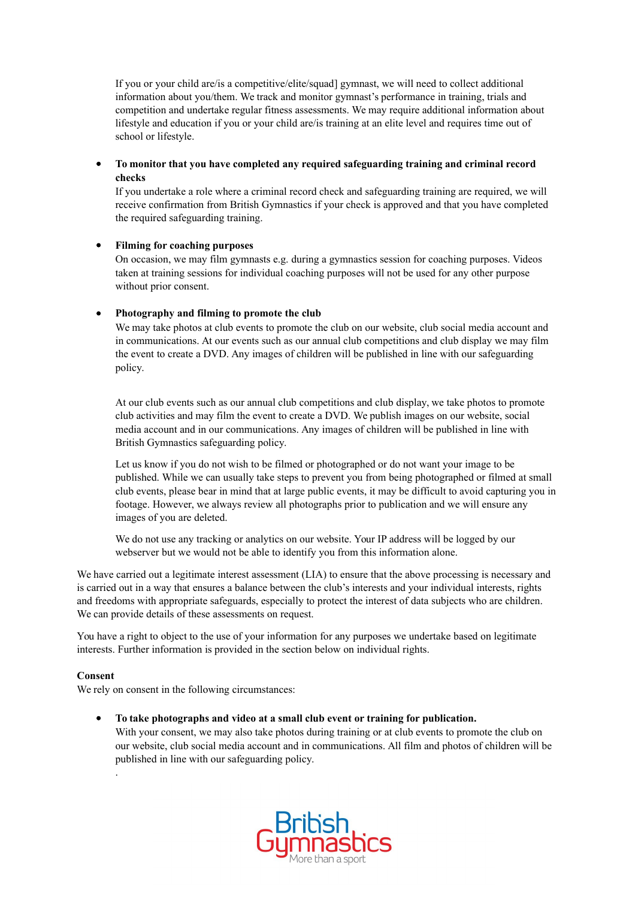If you or your child are/is a competitive/elite/squad] gymnast, we will need to collect additional information about you/them. We track and monitor gymnast's performance in training, trials and competition and undertake regular fitness assessments. We may require additional information about lifestyle and education if you or your child are/is training at an elite level and requires time out of school or lifestyle.

- **To monitor that you have completed any required safeguarding training and criminal record checks**
  If you undertake a role where a criminal record check and safeguarding training are required, we will receive confirmation from British Gymnastics if your check is approved and that you have completed the required safeguarding training.

- **Filming for coaching purposes**
  On occasion, we may film gymnasts e.g. during a gymnastics session for coaching purposes. Videos taken at training sessions for individual coaching purposes will not be used for any other purpose without prior consent.

- **Photography and filming to promote the club**
  We may take photos at club events to promote the club on our website, club social media account and in communications. At our events such as our annual club competitions and club display we may film the event to create a DVD. Any images of children will be published in line with our safeguarding policy.

  At our club events such as our annual club competitions and club display, we take photos to promote club activities and may film the event to create a DVD. We publish images on our website, social media account and in our communications. Any images of children will be published in line with British Gymnastics safeguarding policy.

  Let us know if you do not wish to be filmed or photographed or do not want your image to be published. While we can usually take steps to prevent you from being photographed or filmed at small club events, please bear in mind that at large public events, it may be difficult to avoid capturing you in footage. However, we always review all photographs prior to publication and we will ensure any images of you are deleted.

  We do not use any tracking or analytics on our website. Your IP address will be logged by our webserver but we would not be able to identify you from this information alone.

We have carried out a legitimate interest assessment (LIA) to ensure that the above processing is necessary and is carried out in a way that ensures a balance between the club's interests and your individual interests, rights and freedoms with appropriate safeguards, especially to protect the interest of data subjects who are children. We can provide details of these assessments on request.

You have a right to object to the use of your information for any purposes we undertake based on legitimate interests. Further information is provided in the section below on individual rights.

**Consent**
We rely on consent in the following circumstances:

- **To take photographs and video at a small club event or training for publication.**
  With your consent, we may also take photos during training or at club events to promote the club on our website, club social media account and in communications. All film and photos of children will be published in line with our safeguarding policy.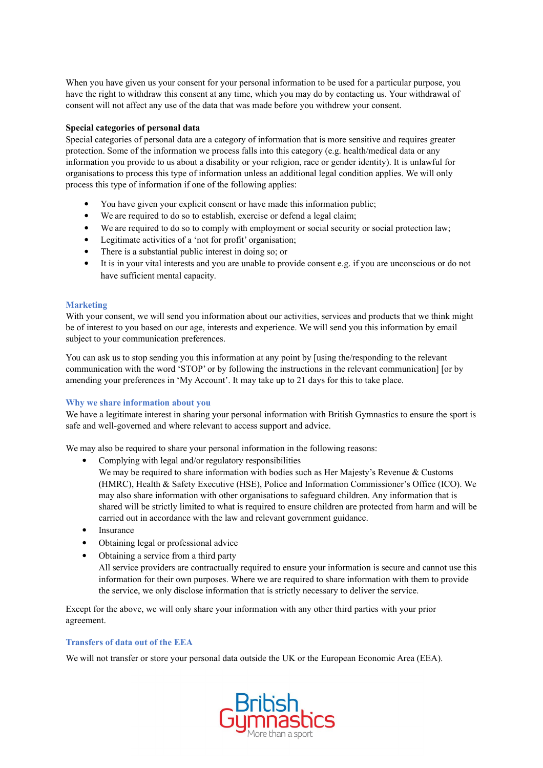When you have given us your consent for your personal information to be used for a particular purpose, you have the right to withdraw this consent at any time, which you may do by contacting us. Your withdrawal of consent will not affect any use of the data that was made before you withdrew your consent.

**Special categories of personal data**

Special categories of personal data are a category of information that is more sensitive and requires greater protection. Some of the information we process falls into this category (e.g. health/medical data or any information you provide to us about a disability or your religion, race or gender identity). It is unlawful for organisations to process this type of information unless an additional legal condition applies. We will only process this type of information if one of the following applies:

- You have given your explicit consent or have made this information public;
- We are required to do so to establish, exercise or defend a legal claim;
- We are required to do so to comply with employment or social security or social protection law;
- Legitimate activities of a 'not for profit' organisation;
- There is a substantial public interest in doing so; or
- It is in your vital interests and you are unable to provide consent e.g. if you are unconscious or do not have sufficient mental capacity.

## Marketing

With your consent, we will send you information about our activities, services and products that we think might be of interest to you based on our age, interests and experience. We will send you this information by email subject to your communication preferences.

You can ask us to stop sending you this information at any point by [using the/responding to the relevant communication with the word 'STOP' or by following the instructions in the relevant communication] [or by amending your preferences in 'My Account'. It may take up to 21 days for this to take place.

## Why we share information about you

We have a legitimate interest in sharing your personal information with British Gymnastics to ensure the sport is safe and well-governed and where relevant to access support and advice.

We may also be required to share your personal information in the following reasons:

- Complying with legal and/or regulatory responsibilities
  We may be required to share information with bodies such as Her Majesty's Revenue & Customs (HMRC), Health & Safety Executive (HSE), Police and Information Commissioner's Office (ICO). We may also share information with other organisations to safeguard children. Any information that is shared will be strictly limited to what is required to ensure children are protected from harm and will be carried out in accordance with the law and relevant government guidance.
- Insurance
- Obtaining legal or professional advice
- Obtaining a service from a third party
  All service providers are contractually required to ensure your information is secure and cannot use this information for their own purposes. Where we are required to share information with them to provide the service, we only disclose information that is strictly necessary to deliver the service.

Except for the above, we will only share your information with any other third parties with your prior agreement.

## Transfers of data out of the EEA

We will not transfer or store your personal data outside the UK or the European Economic Area (EEA).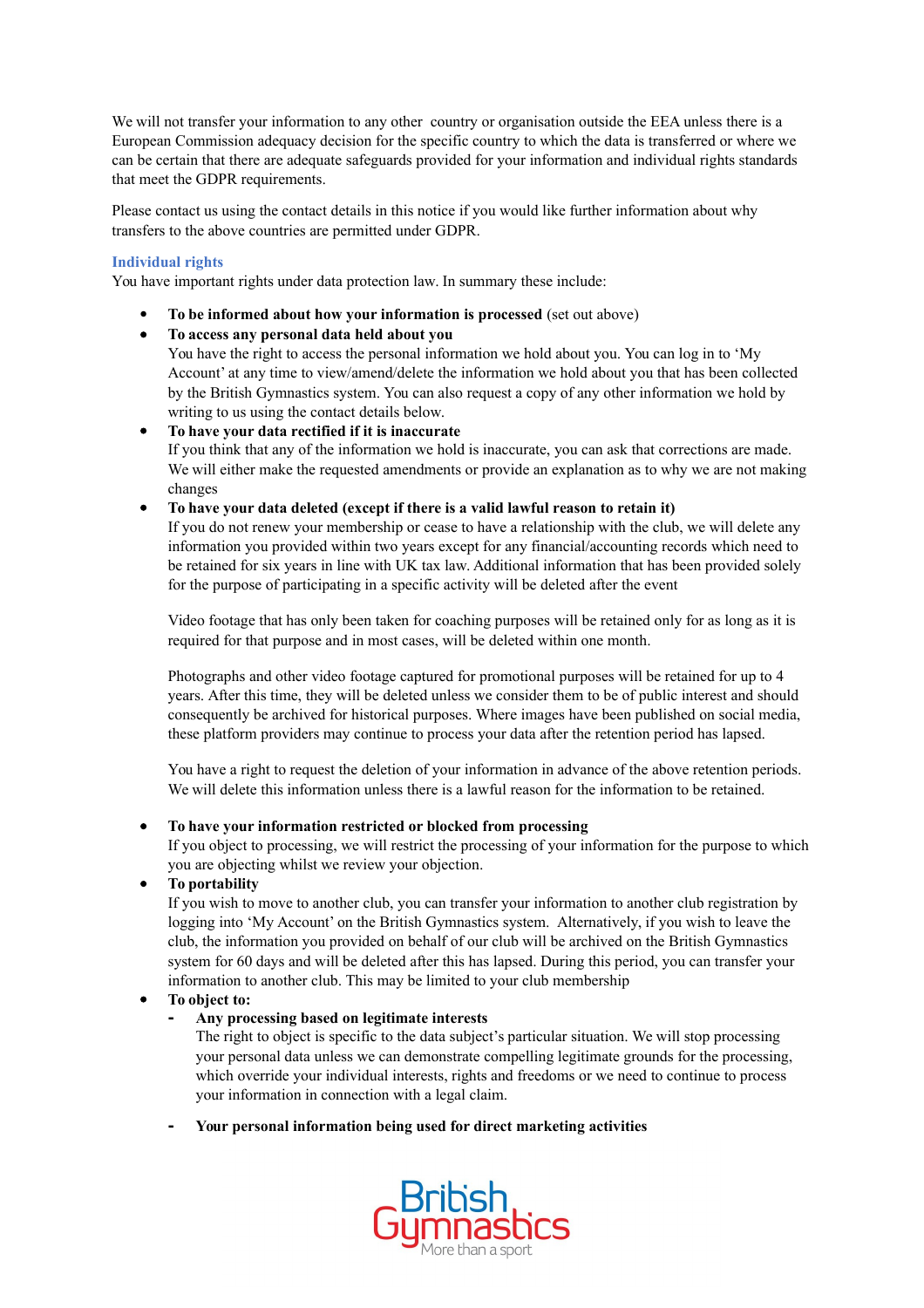We will not transfer your information to any other country or organisation outside the EEA unless there is a European Commission adequacy decision for the specific country to which the data is transferred or where we can be certain that there are adequate safeguards provided for your information and individual rights standards that meet the GDPR requirements.

Please contact us using the contact details in this notice if you would like further information about why transfers to the above countries are permitted under GDPR.

### Individual rights

You have important rights under data protection law. In summary these include:

- **To be informed about how your information is processed** (set out above)
- **To access any personal data held about you**
  You have the right to access the personal information we hold about you. You can log in to 'My Account' at any time to view/amend/delete the information we hold about you that has been collected by the British Gymnastics system. You can also request a copy of any other information we hold by writing to us using the contact details below.
- **To have your data rectified if it is inaccurate**
  If you think that any of the information we hold is inaccurate, you can ask that corrections are made. We will either make the requested amendments or provide an explanation as to why we are not making changes
- **To have your data deleted (except if there is a valid lawful reason to retain it)**
  If you do not renew your membership or cease to have a relationship with the club, we will delete any information you provided within two years except for any financial/accounting records which need to be retained for six years in line with UK tax law. Additional information that has been provided solely for the purpose of participating in a specific activity will be deleted after the event

  Video footage that has only been taken for coaching purposes will be retained only for as long as it is required for that purpose and in most cases, will be deleted within one month.

  Photographs and other video footage captured for promotional purposes will be retained for up to 4 years. After this time, they will be deleted unless we consider them to be of public interest and should consequently be archived for historical purposes. Where images have been published on social media, these platform providers may continue to process your data after the retention period has lapsed.

  You have a right to request the deletion of your information in advance of the above retention periods. We will delete this information unless there is a lawful reason for the information to be retained.

- **To have your information restricted or blocked from processing**
  If you object to processing, we will restrict the processing of your information for the purpose to which you are objecting whilst we review your objection.
- **To portability**
  If you wish to move to another club, you can transfer your information to another club registration by logging into 'My Account' on the British Gymnastics system. Alternatively, if you wish to leave the club, the information you provided on behalf of our club will be archived on the British Gymnastics system for 60 days and will be deleted after this has lapsed. During this period, you can transfer your information to another club. This may be limited to your club membership
- **To object to:**
  - **Any processing based on legitimate interests**
    The right to object is specific to the data subject's particular situation. We will stop processing your personal data unless we can demonstrate compelling legitimate grounds for the processing, which override your individual interests, rights and freedoms or we need to continue to process your information in connection with a legal claim.

  - **Your personal information being used for direct marketing activities**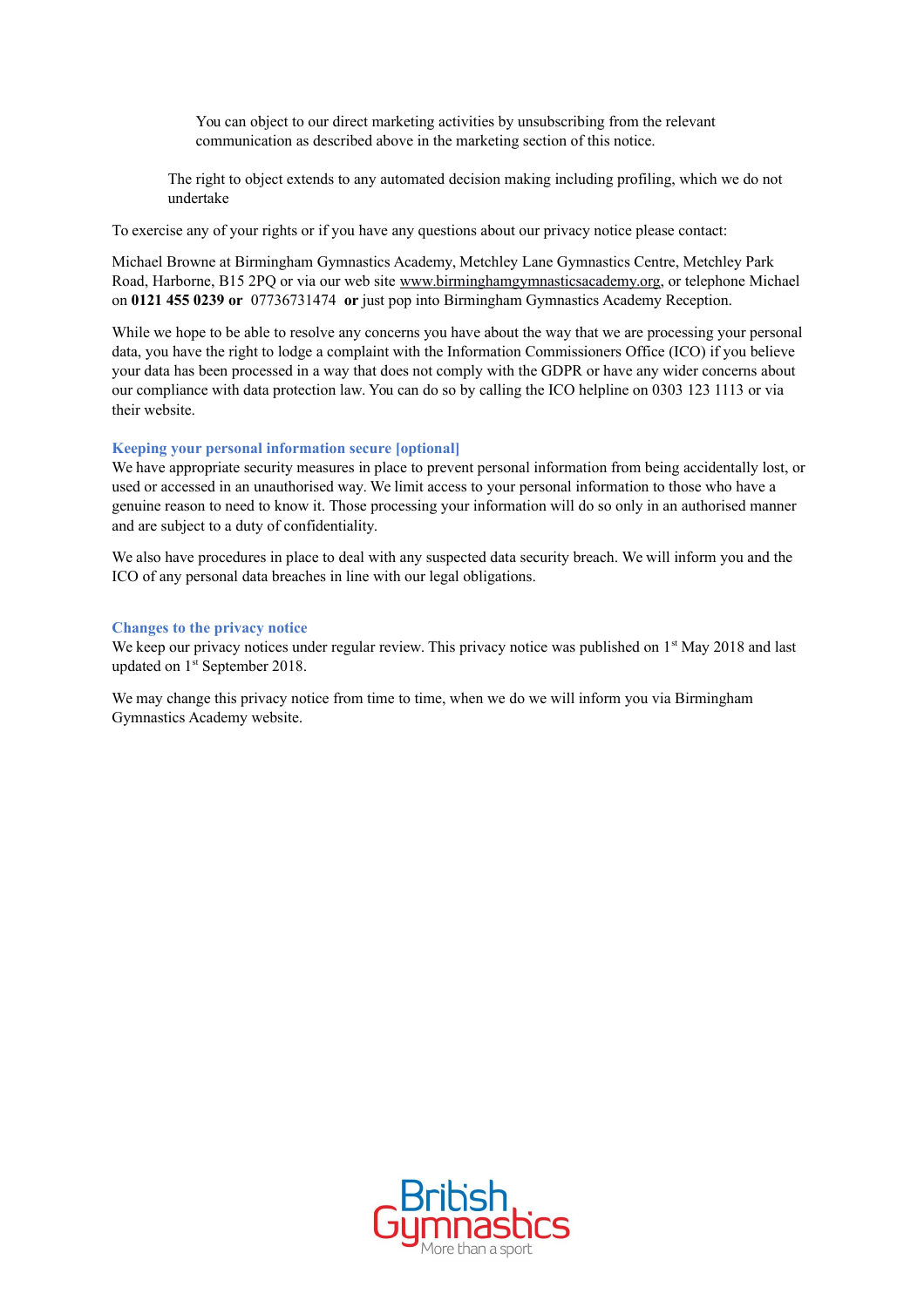You can object to our direct marketing activities by unsubscribing from the relevant communication as described above in the marketing section of this notice.

The right to object extends to any automated decision making including profiling, which we do not undertake

To exercise any of your rights or if you have any questions about our privacy notice please contact:

Michael Browne at Birmingham Gymnastics Academy, Metchley Lane Gymnastics Centre, Metchley Park Road, Harborne, B15 2PQ or via our web site www.birminghamgymnasticsacademy.org, or telephone Michael on **0121 455 0239 or** 07736731474 **or** just pop into Birmingham Gymnastics Academy Reception.

While we hope to be able to resolve any concerns you have about the way that we are processing your personal data, you have the right to lodge a complaint with the Information Commissioners Office (ICO) if you believe your data has been processed in a way that does not comply with the GDPR or have any wider concerns about our compliance with data protection law. You can do so by calling the ICO helpline on 0303 123 1113 or via their website.

### Keeping your personal information secure [optional]

We have appropriate security measures in place to prevent personal information from being accidentally lost, or used or accessed in an unauthorised way. We limit access to your personal information to those who have a genuine reason to need to know it. Those processing your information will do so only in an authorised manner and are subject to a duty of confidentiality.

We also have procedures in place to deal with any suspected data security breach. We will inform you and the ICO of any personal data breaches in line with our legal obligations.

### Changes to the privacy notice

We keep our privacy notices under regular review. This privacy notice was published on 1st May 2018 and last updated on 1st September 2018.

We may change this privacy notice from time to time, when we do we will inform you via Birmingham Gymnastics Academy website.

British Gymnastics
More than a sport